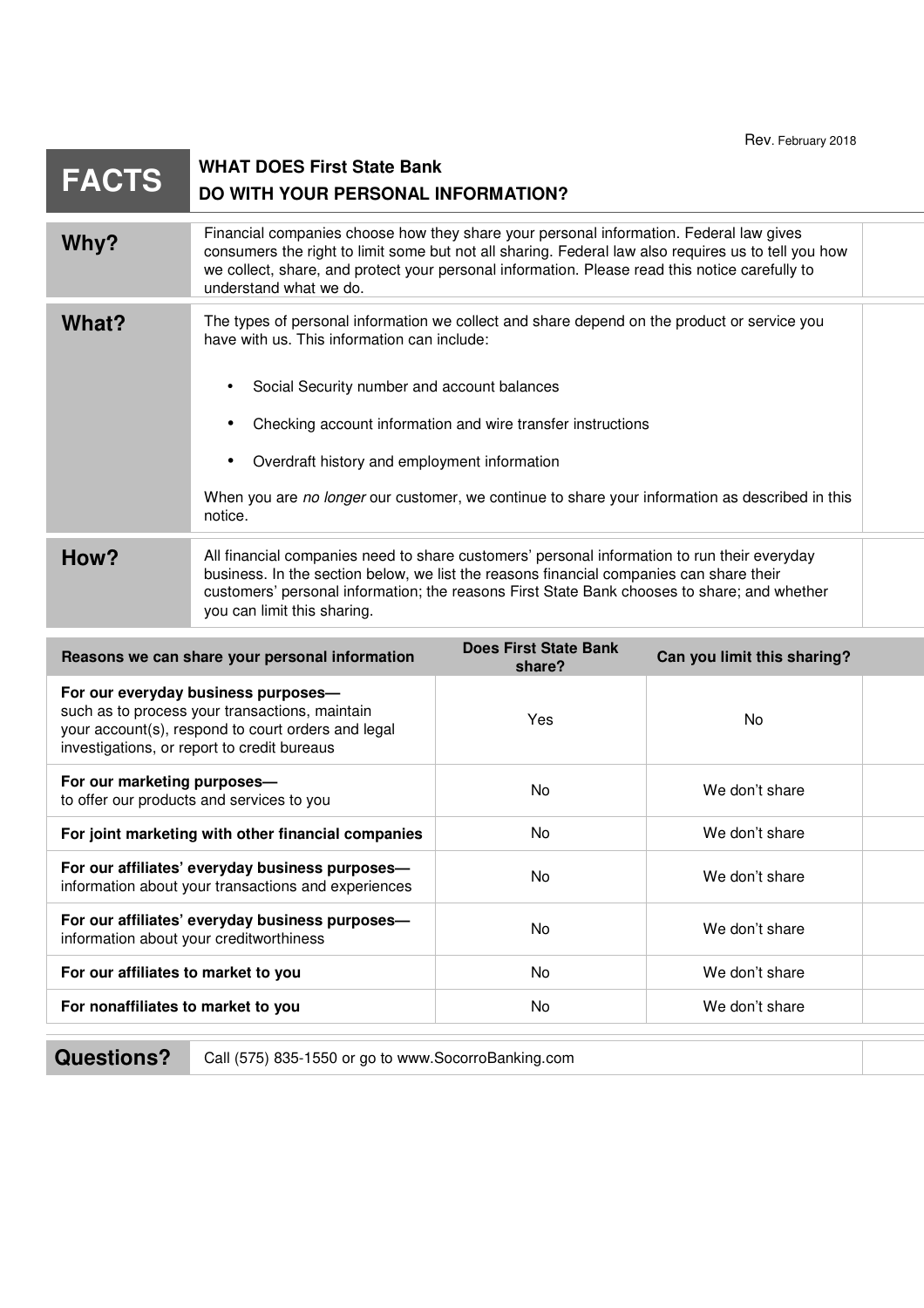Rev. February 2018

# FACTS — WHAT DOES First State Bank DO WITH YOUR PERSONAL INFORMATION?

## Why?

Financial companies choose how they share your personal information. Federal law gives consumers the right to limit some but not all sharing. Federal law also requires us to tell you how we collect, share, and protect your personal information. Please read this notice carefully to understand what we do.

## What?

The types of personal information we collect and share depend on the product or service you have with us. This information can include:

- Social Security number and account balances
- Checking account information and wire transfer instructions
- Overdraft history and employment information

When you are *no longer* our customer, we continue to share your information as described in this notice.

## How?

All financial companies need to share customers' personal information to run their everyday business. In the section below, we list the reasons financial companies can share their customers' personal information; the reasons First State Bank chooses to share; and whether you can limit this sharing.

| Reasons we can share your personal information | Does First State Bank share? | Can you limit this sharing? |
|---|---|---|
| **For our everyday business purposes—** such as to process your transactions, maintain your account(s), respond to court orders and legal investigations, or report to credit bureaus | Yes | No |
| **For our marketing purposes—** to offer our products and services to you | No | We don't share |
| **For joint marketing with other financial companies** | No | We don't share |
| **For our affiliates' everyday business purposes—** information about your transactions and experiences | No | We don't share |
| **For our affiliates' everyday business purposes—** information about your creditworthiness | No | We don't share |
| **For our affiliates to market to you** | No | We don't share |
| **For nonaffiliates to market to you** | No | We don't share |

## Questions?

Call (575) 835-1550 or go to www.SocorroBanking.com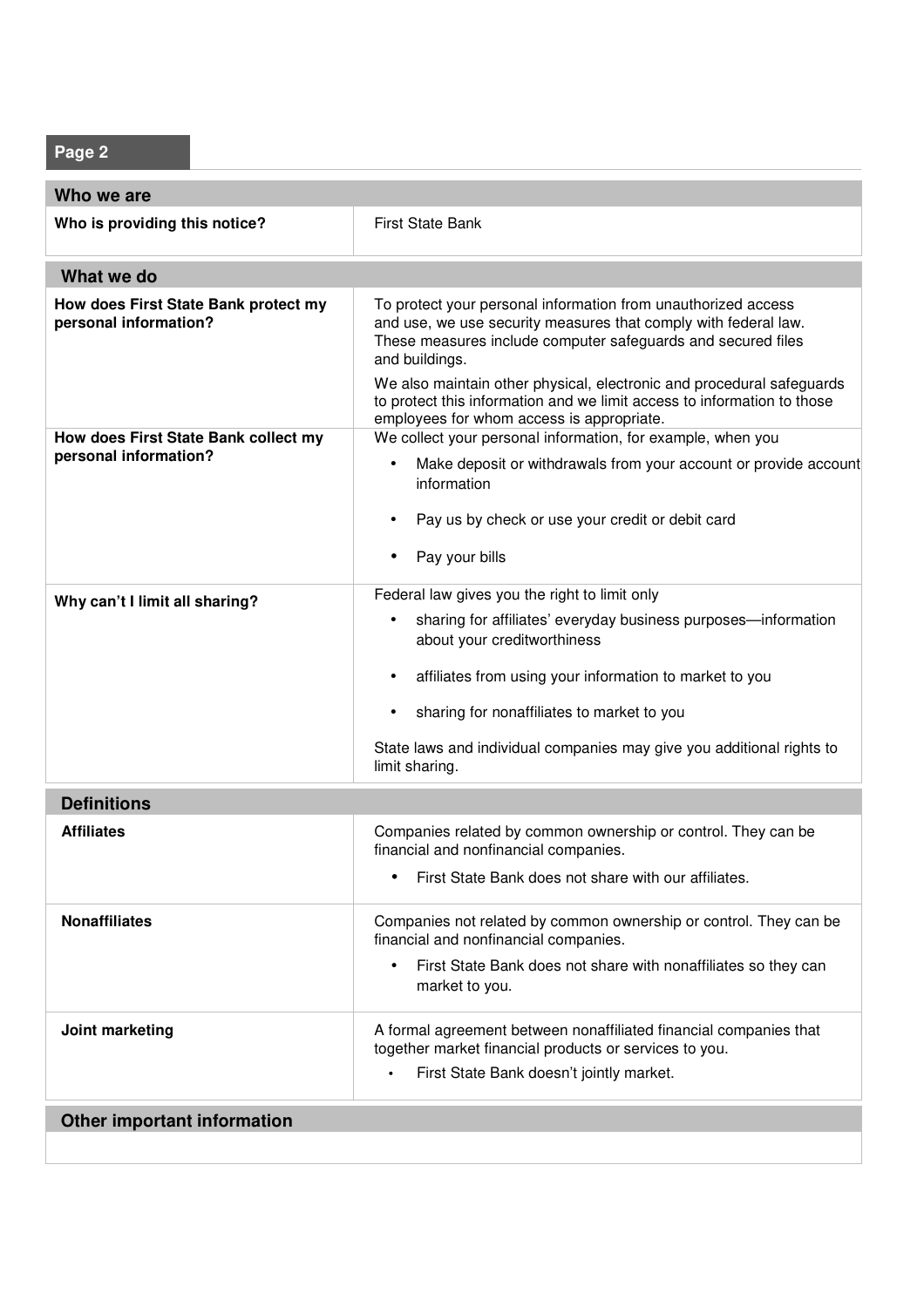## Page 2

| Who we are | |
| --- | --- |
| **Who is providing this notice?** | First State Bank |

| What we do | |
| --- | --- |
| **How does First State Bank protect my personal information?** | To protect your personal information from unauthorized access and use, we use security measures that comply with federal law. These measures include computer safeguards and secured files and buildings.<br><br>We also maintain other physical, electronic and procedural safeguards to protect this information and we limit access to information to those employees for whom access is appropriate. |
| **How does First State Bank collect my personal information?** | We collect your personal information, for example, when you<br>• Make deposit or withdrawals from your account or provide account information<br>• Pay us by check or use your credit or debit card<br>• Pay your bills |
| **Why can't I limit all sharing?** | Federal law gives you the right to limit only<br>• sharing for affiliates' everyday business purposes—information about your creditworthiness<br>• affiliates from using your information to market to you<br>• sharing for nonaffiliates to market to you<br><br>State laws and individual companies may give you additional rights to limit sharing. |

| Definitions | |
| --- | --- |
| **Affiliates** | Companies related by common ownership or control. They can be financial and nonfinancial companies.<br>• First State Bank does not share with our affiliates. |
| **Nonaffiliates** | Companies not related by common ownership or control. They can be financial and nonfinancial companies.<br>• First State Bank does not share with nonaffiliates so they can market to you. |
| **Joint marketing** | A formal agreement between nonaffiliated financial companies that together market financial products or services to you.<br>• First State Bank doesn't jointly market. |

| Other important information |
| --- |
| |